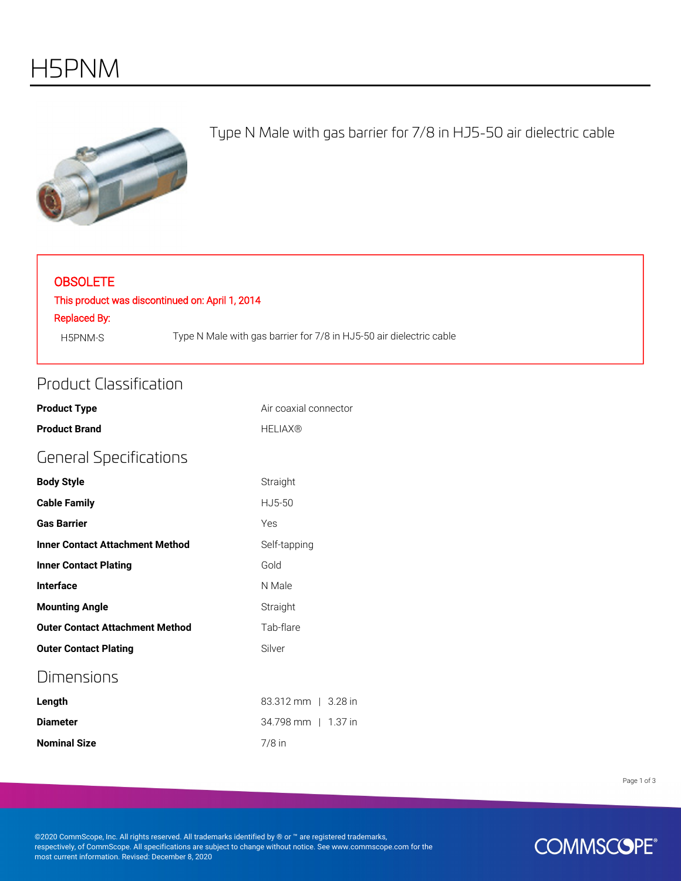# H5PNM

Type N Male with gas barrier for 7/8 in HJ5-50 air dielectric cable

**OBSOLETE**

This product was discontinued on: April 1, 2014

Replaced By:

| | |
|---|---|
| H5PNM-S | Type N Male with gas barrier for 7/8 in HJ5-50 air dielectric cable |

## Product Classification

| | |
|---|---|
| **Product Type** | Air coaxial connector |
| **Product Brand** | HELIAX® |

## General Specifications

| | |
|---|---|
| **Body Style** | Straight |
| **Cable Family** | HJ5-50 |
| **Gas Barrier** | Yes |
| **Inner Contact Attachment Method** | Self-tapping |
| **Inner Contact Plating** | Gold |
| **Interface** | N Male |
| **Mounting Angle** | Straight |
| **Outer Contact Attachment Method** | Tab-flare |
| **Outer Contact Plating** | Silver |

## Dimensions

| | |
|---|---|
| **Length** | 83.312 mm \| 3.28 in |
| **Diameter** | 34.798 mm \| 1.37 in |
| **Nominal Size** | 7/8 in |

©2020 CommScope, Inc. All rights reserved. All trademarks identified by ® or ™ are registered trademarks, respectively, of CommScope. All specifications are subject to change without notice. See www.commscope.com for the most current information. Revised: December 8, 2020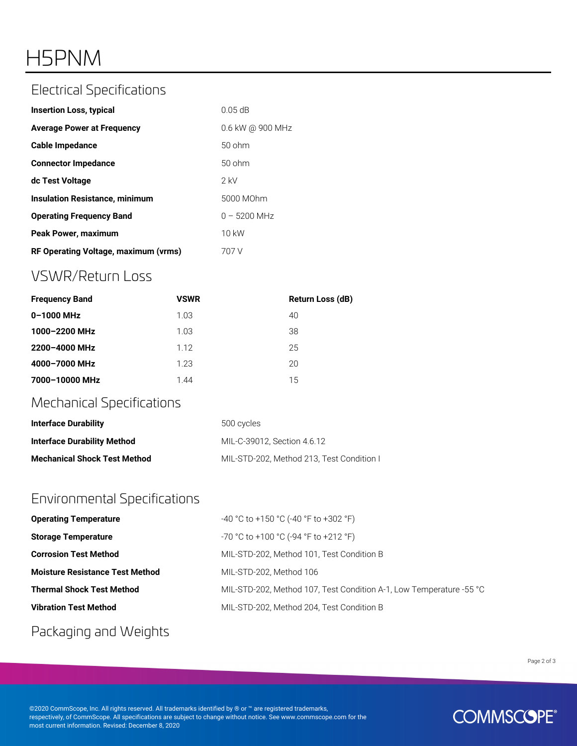# H5PNM

## Electrical Specifications

| | |
|---|---|
| **Insertion Loss, typical** | 0.05 dB |
| **Average Power at Frequency** | 0.6 kW @ 900 MHz |
| **Cable Impedance** | 50 ohm |
| **Connector Impedance** | 50 ohm |
| **dc Test Voltage** | 2 kV |
| **Insulation Resistance, minimum** | 5000 MOhm |
| **Operating Frequency Band** | 0 – 5200 MHz |
| **Peak Power, maximum** | 10 kW |
| **RF Operating Voltage, maximum (vrms)** | 707 V |

## VSWR/Return Loss

| Frequency Band | VSWR | Return Loss (dB) |
|---|---|---|
| **0–1000 MHz** | 1.03 | 40 |
| **1000–2200 MHz** | 1.03 | 38 |
| **2200–4000 MHz** | 1.12 | 25 |
| **4000–7000 MHz** | 1.23 | 20 |
| **7000–10000 MHz** | 1.44 | 15 |

## Mechanical Specifications

| | |
|---|---|
| **Interface Durability** | 500 cycles |
| **Interface Durability Method** | MIL-C-39012, Section 4.6.12 |
| **Mechanical Shock Test Method** | MIL-STD-202, Method 213, Test Condition I |

## Environmental Specifications

| | |
|---|---|
| **Operating Temperature** | -40 °C to +150 °C (-40 °F to +302 °F) |
| **Storage Temperature** | -70 °C to +100 °C (-94 °F to +212 °F) |
| **Corrosion Test Method** | MIL-STD-202, Method 101, Test Condition B |
| **Moisture Resistance Test Method** | MIL-STD-202, Method 106 |
| **Thermal Shock Test Method** | MIL-STD-202, Method 107, Test Condition A-1, Low Temperature -55 °C |
| **Vibration Test Method** | MIL-STD-202, Method 204, Test Condition B |

## Packaging and Weights

©2020 CommScope, Inc. All rights reserved. All trademarks identified by ® or ™ are registered trademarks, respectively, of CommScope. All specifications are subject to change without notice. See www.commscope.com for the most current information. Revised: December 8, 2020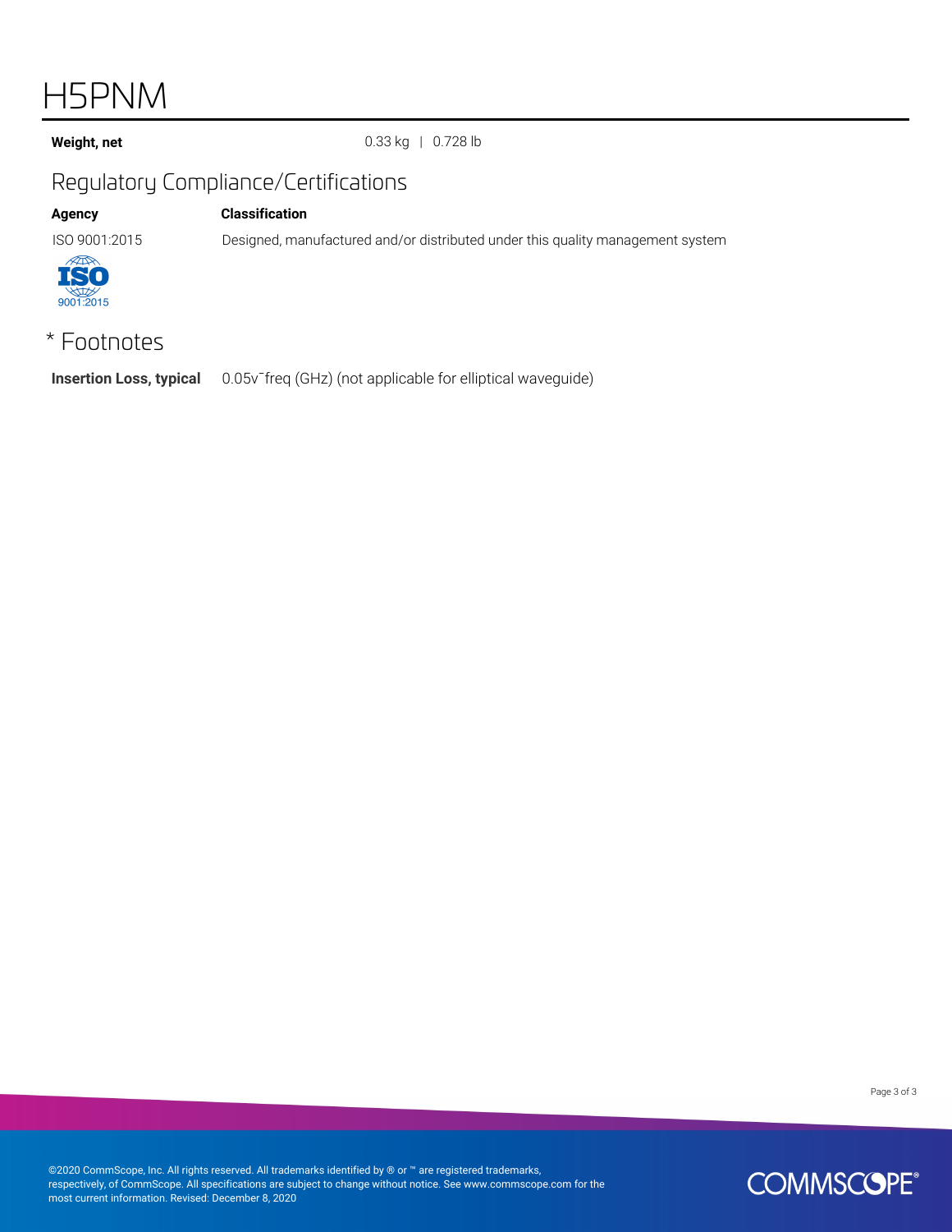# H5PNM

| | |
|---|---|
| **Weight, net** | 0.33 kg \| 0.728 lb |

## Regulatory Compliance/Certifications

| **Agency** | **Classification** |
|---|---|
| ISO 9001:2015 | Designed, manufactured and/or distributed under this quality management system |

## * Footnotes

| | |
|---|---|
| **Insertion Loss, typical** | 0.05v¯freq (GHz) (not applicable for elliptical waveguide) |

©2020 CommScope, Inc. All rights reserved. All trademarks identified by ® or ™ are registered trademarks, respectively, of CommScope. All specifications are subject to change without notice. See www.commscope.com for the most current information. Revised: December 8, 2020